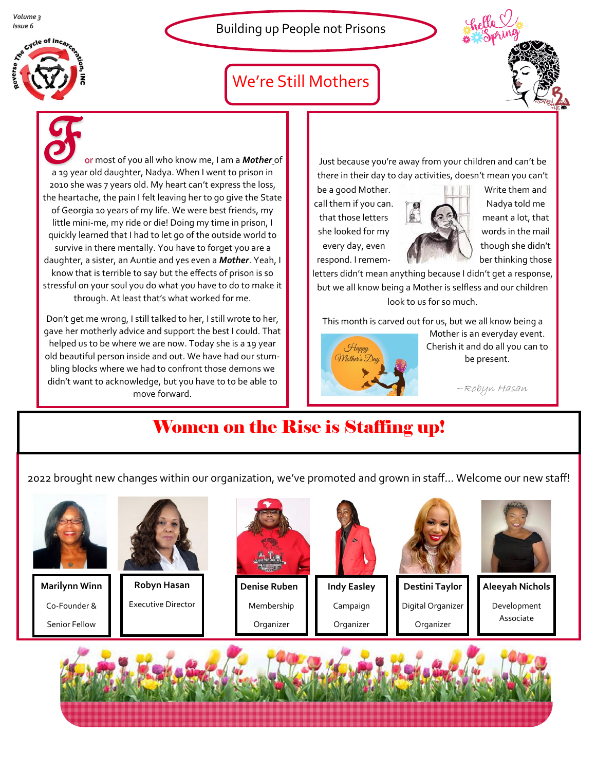# Building up People not Prisons

## We're Still Mothers

For most of you all who know me, I am a ***Mother*** of a 19 year old daughter, Nadya. When I went to prison in 2010 she was 7 years old. My heart can't express the loss, the heartache, the pain I felt leaving her to go give the State of Georgia 10 years of my life. We were best friends, my little mini-me, my ride or die! Doing my time in prison, I quickly learned that I had to let go of the outside world to survive in there mentally. You have to forget you are a daughter, a sister, an Auntie and yes even a ***Mother***. Yeah, I know that is terrible to say but the effects of prison is so stressful on your soul you do what you have to do to make it through. At least that's what worked for me.

Don't get me wrong, I still talked to her, I still wrote to her, gave her motherly advice and support the best I could. That helped us to be where we are now. Today she is a 19 year old beautiful person inside and out. We have had our stumbling blocks where we had to confront those demons we didn't want to acknowledge, but you have to to be able to move forward.

Just because you're away from your children and can't be there in their day to day activities, doesn't mean you can't be a good Mother. Write them and call them if you can. Nadya told me that those letters meant a lot, that she looked for my words in the mail every day, even though she didn't respond. I remember thinking those letters didn't mean anything because I didn't get a response, but we all know being a Mother is selfless and our children look to us for so much.

This month is carved out for us, but we all know being a Mother is an everyday event. Cherish it and do all you can to be present.

~Robyn Hasan

## Women on the Rise is Staffing up!

2022 brought new changes within our organization, we've promoted and grown in staff… Welcome our new staff!

- **Marilynn Winn** — Co-Founder & Senior Fellow
- **Robyn Hasan** — Executive Director
- **Denise Ruben** — Membership Organizer
- **Indy Easley** — Campaign Organizer
- **Destini Taylor** — Digital Organizer Organizer
- **Aleeyah Nichols** — Development Associate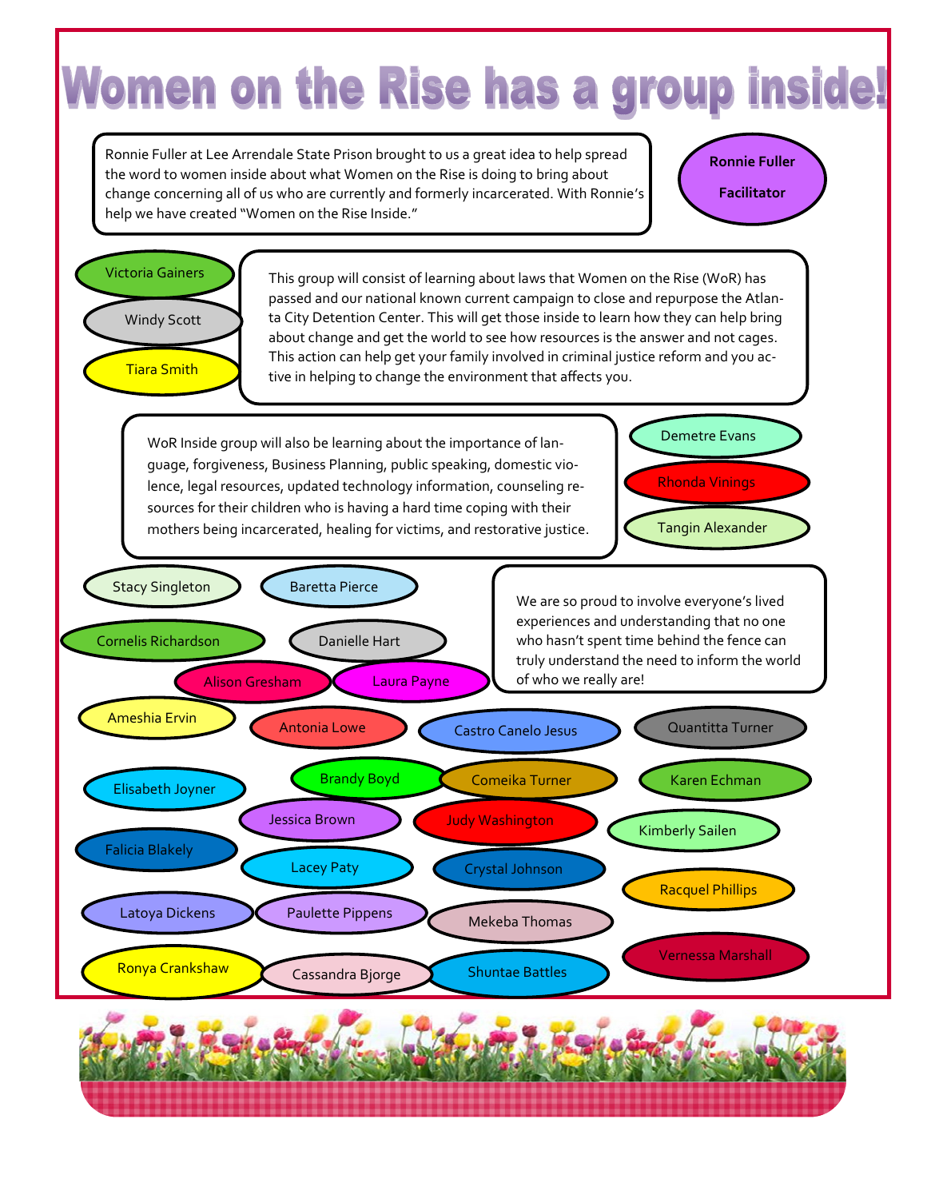# Women on the Rise has a group inside!

Ronnie Fuller at Lee Arrendale State Prison brought to us a great idea to help spread the word to women inside about what Women on the Rise is doing to bring about change concerning all of us who are currently and formerly incarcerated. With Ronnie's help we have created "Women on the Rise Inside."

**Ronnie Fuller**

**Facilitator**

Victoria Gainers

Windy Scott

Tiara Smith

This group will consist of learning about laws that Women on the Rise (WoR) has passed and our national known current campaign to close and repurpose the Atlanta City Detention Center. This will get those inside to learn how they can help bring about change and get the world to see how resources is the answer and not cages. This action can help get your family involved in criminal justice reform and you active in helping to change the environment that affects you.

WoR Inside group will also be learning about the importance of language, forgiveness, Business Planning, public speaking, domestic violence, legal resources, updated technology information, counseling resources for their children who is having a hard time coping with their mothers being incarcerated, healing for victims, and restorative justice.

Demetre Evans

Rhonda Vinings

Tangin Alexander

We are so proud to involve everyone's lived experiences and understanding that no one who hasn't spent time behind the fence can truly understand the need to inform the world of who we really are!

Stacy Singleton

Baretta Pierce

Cornelis Richardson

Danielle Hart

Alison Gresham

Laura Payne

Ameshia Ervin

Antonia Lowe

Castro Canelo Jesus

Quantitta Turner

Elisabeth Joyner

Brandy Boyd

Comeika Turner

Karen Echman

Jessica Brown

Judy Washington

Kimberly Sailen

Falicia Blakely

Lacey Paty

Crystal Johnson

Racquel Phillips

Latoya Dickens

Paulette Pippens

Mekeba Thomas

Vernessa Marshall

Ronya Crankshaw

Cassandra Bjorge

Shuntae Battles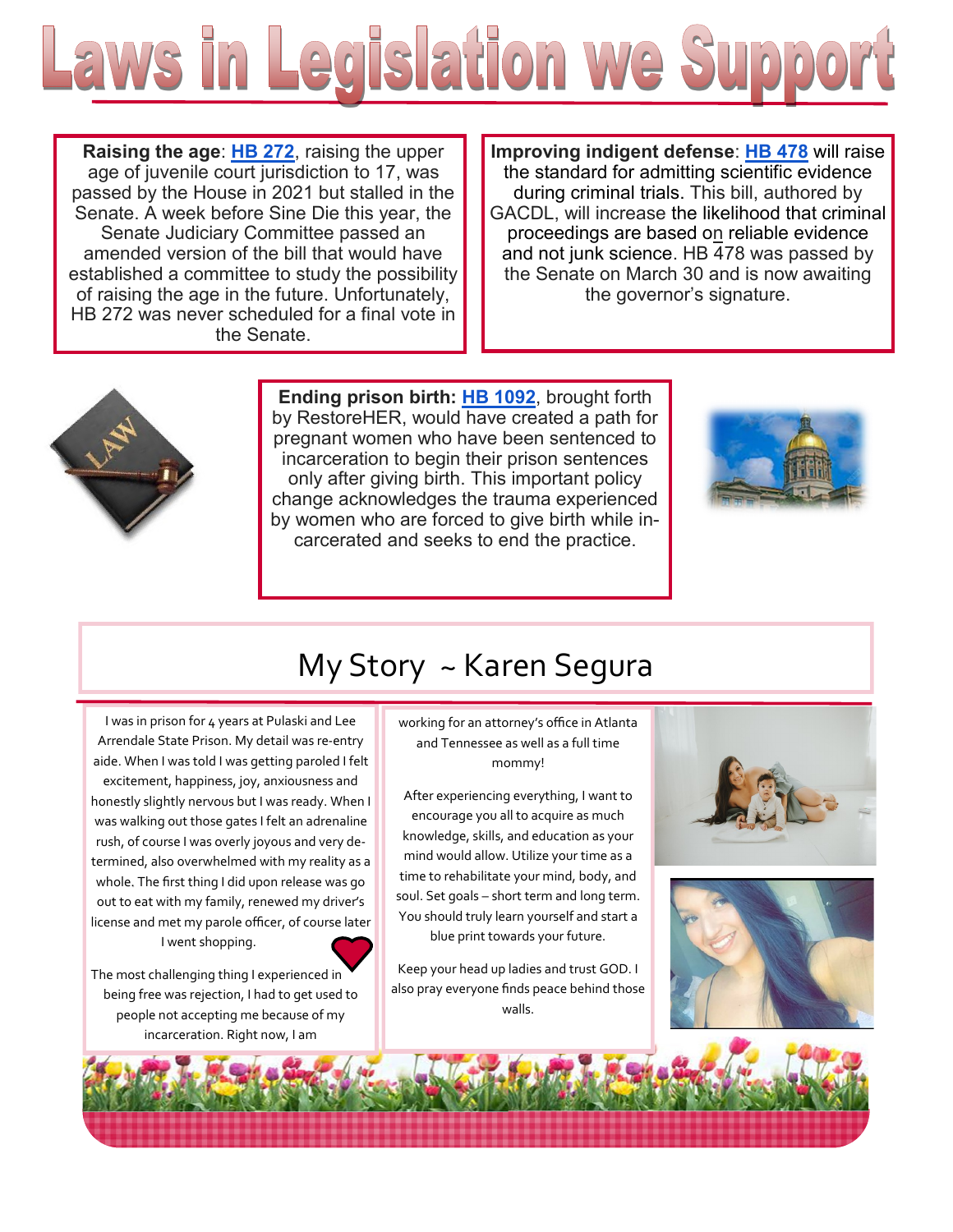# Laws in Legislation we Support

**Raising the age**: **HB 272**, raising the upper age of juvenile court jurisdiction to 17, was passed by the House in 2021 but stalled in the Senate. A week before Sine Die this year, the Senate Judiciary Committee passed an amended version of the bill that would have established a committee to study the possibility of raising the age in the future. Unfortunately, HB 272 was never scheduled for a final vote in the Senate.

**Improving indigent defense**: **HB 478** will raise the standard for admitting scientific evidence during criminal trials. This bill, authored by GACDL, will increase the likelihood that criminal proceedings are based on reliable evidence and not junk science. HB 478 was passed by the Senate on March 30 and is now awaiting the governor's signature.

**Ending prison birth:** **HB 1092**, brought forth by RestoreHER, would have created a path for pregnant women who have been sentenced to incarceration to begin their prison sentences only after giving birth. This important policy change acknowledges the trauma experienced by women who are forced to give birth while incarcerated and seeks to end the practice.

## My Story ~ Karen Segura

I was in prison for 4 years at Pulaski and Lee Arrendale State Prison. My detail was re-entry aide. When I was told I was getting paroled I felt excitement, happiness, joy, anxiousness and honestly slightly nervous but I was ready. When I was walking out those gates I felt an adrenaline rush, of course I was overly joyous and very determined, also overwhelmed with my reality as a whole. The first thing I did upon release was go out to eat with my family, renewed my driver's license and met my parole officer, of course later I went shopping.

The most challenging thing I experienced in being free was rejection, I had to get used to people not accepting me because of my incarceration. Right now, I am working for an attorney's office in Atlanta and Tennessee as well as a full time mommy!

After experiencing everything, I want to encourage you all to acquire as much knowledge, skills, and education as your mind would allow. Utilize your time as a time to rehabilitate your mind, body, and soul. Set goals – short term and long term. You should truly learn yourself and start a blue print towards your future.

Keep your head up ladies and trust GOD. I also pray everyone finds peace behind those walls.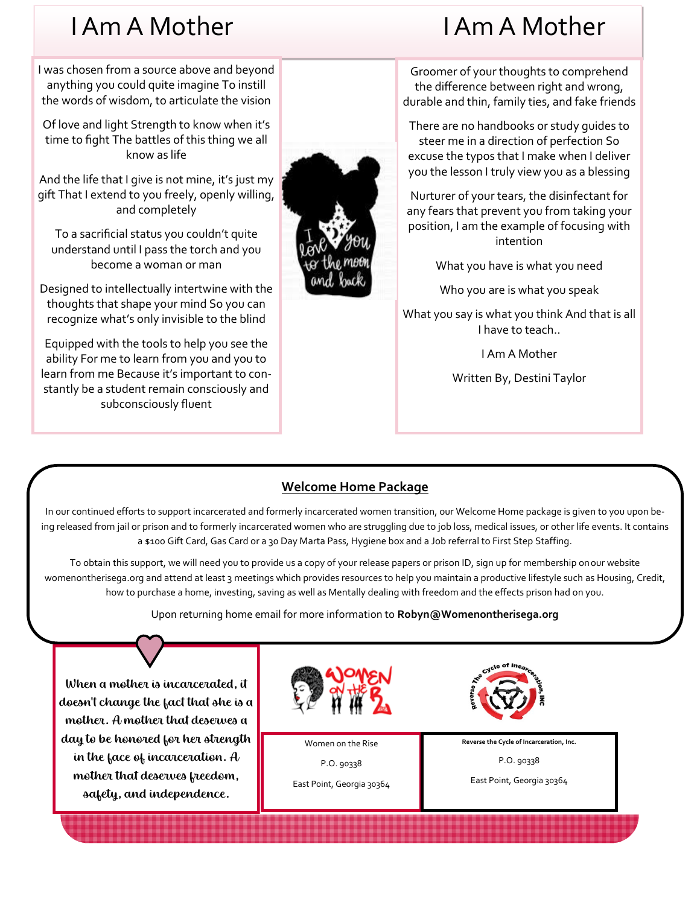# I Am A Mother

I was chosen from a source above and beyond anything you could quite imagine To instill the words of wisdom, to articulate the vision

Of love and light Strength to know when it's time to fight The battles of this thing we all know as life

And the life that I give is not mine, it's just my gift That I extend to you freely, openly willing, and completely

To a sacrificial status you couldn't quite understand until I pass the torch and you become a woman or man

Designed to intellectually intertwine with the thoughts that shape your mind So you can recognize what's only invisible to the blind

Equipped with the tools to help you see the ability For me to learn from you and you to learn from me Because it's important to constantly be a student remain consciously and subconsciously fluent

# I Am A Mother

Groomer of your thoughts to comprehend the difference between right and wrong, durable and thin, family ties, and fake friends

There are no handbooks or study guides to steer me in a direction of perfection So excuse the typos that I make when I deliver you the lesson I truly view you as a blessing

Nurturer of your tears, the disinfectant for any fears that prevent you from taking your position, I am the example of focusing with intention

What you have is what you need

Who you are is what you speak

What you say is what you think And that is all I have to teach..

I Am A Mother

Written By, Destini Taylor

## Welcome Home Package

In our continued efforts to support incarcerated and formerly incarcerated women transition, our Welcome Home package is given to you upon being released from jail or prison and to formerly incarcerated women who are struggling due to job loss, medical issues, or other life events. It contains a $100 Gift Card, Gas Card or a 30 Day Marta Pass, Hygiene box and a Job referral to First Step Staffing.

To obtain this support, we will need you to provide us a copy of your release papers or prison ID, sign up for membership on our website womenontherisega.org and attend at least 3 meetings which provides resources to help you maintain a productive lifestyle such as Housing, Credit, how to purchase a home, investing, saving as well as Mentally dealing with freedom and the effects prison had on you.

Upon returning home email for more information to **Robyn@Womenontherisega.org**

When a mother is incarcerated, it doesn't change the fact that she is a mother. A mother that deserves a day to be honored for her strength in the face of incarceration. A mother that deserves freedom, safety, and independence.

Women on the Rise

P.O. 90338

East Point, Georgia 30364

**Reverse the Cycle of Incarceration, Inc.**

P.O. 90338

East Point, Georgia 30364